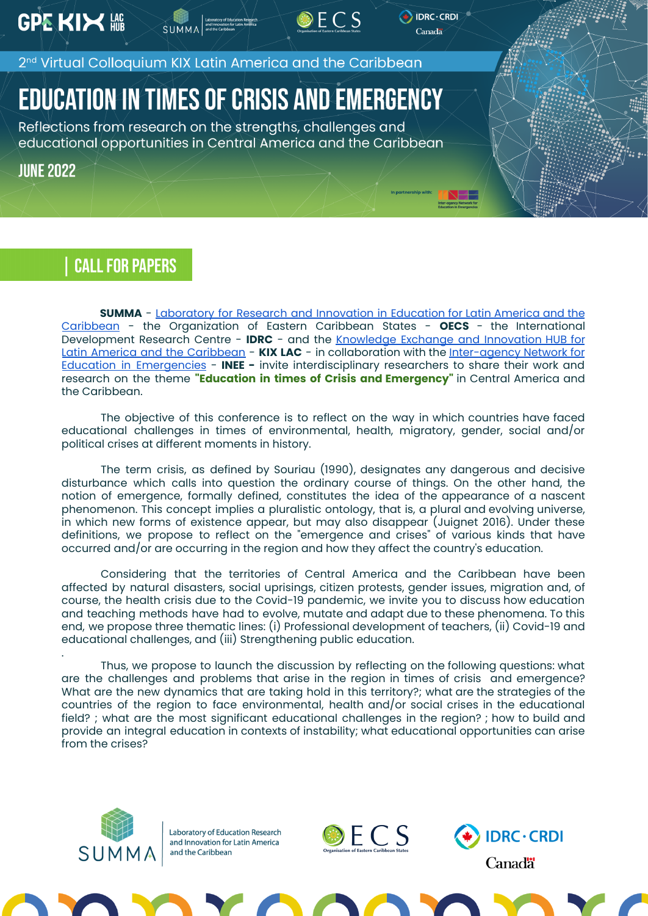2nd Virtual Colloquium KIX Latin America and the Caribbean

# EDUCATION IN TIMES OF CRISIS AND EMERGENCY

Reflections from research on the strengths, challenges and educational opportunities in Central America and the Caribbean

JUNE 2022

## CALL FOR PAPERS

**SUMMA** - Laboratory for Research and Innovation in Education for Latin America and the Caribbean - the Organization of Eastern Caribbean States - **OECS** - the International Development Research Centre - **IDRC** - and the Knowledge Exchange and Innovation HUB for Latin America and the Caribbean - **KIX LAC** - in collaboration with the Inter-agency Network for Education in Emergencies - **INEE -** invite interdisciplinary researchers to share their work and research on the theme **"Education in times of Crisis and Emergency"** in Central America and the Caribbean.

The objective of this conference is to reflect on the way in which countries have faced educational challenges in times of environmental, health, migratory, gender, social and/or political crises at different moments in history.

The term crisis, as defined by Souriau (1990), designates any dangerous and decisive disturbance which calls into question the ordinary course of things. On the other hand, the notion of emergence, formally defined, constitutes the idea of the appearance of a nascent phenomenon. This concept implies a pluralistic ontology, that is, a plural and evolving universe, in which new forms of existence appear, but may also disappear (Juignet 2016). Under these definitions, we propose to reflect on the "emergence and crises" of various kinds that have occurred and/or are occurring in the region and how they affect the country's education.

Considering that the territories of Central America and the Caribbean have been affected by natural disasters, social uprisings, citizen protests, gender issues, migration and, of course, the health crisis due to the Covid-19 pandemic, we invite you to discuss how education and teaching methods have had to evolve, mutate and adapt due to these phenomena. To this end, we propose three thematic lines: (i) Professional development of teachers, (ii) Covid-19 and educational challenges, and (iii) Strengthening public education.

Thus, we propose to launch the discussion by reflecting on the following questions: what are the challenges and problems that arise in the region in times of crisis and emergence? What are the new dynamics that are taking hold in this territory?; what are the strategies of the countries of the region to face environmental, health and/or social crises in the educational field? ; what are the most significant educational challenges in the region? ; how to build and provide an integral education in contexts of instability; what educational opportunities can arise from the crises?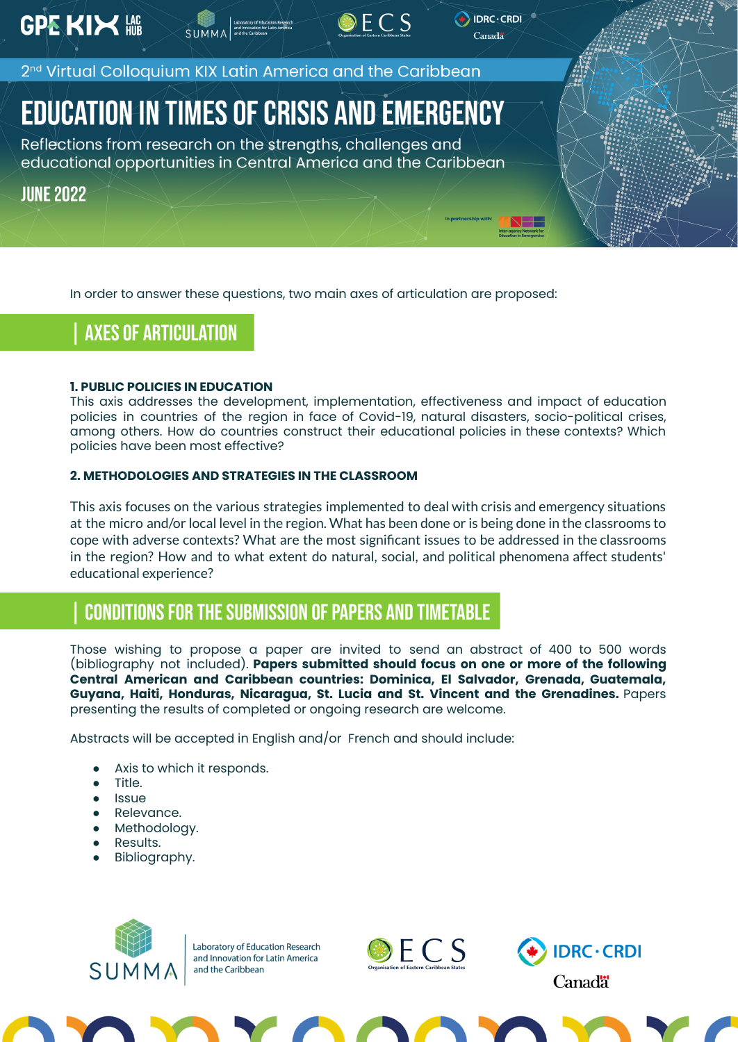In order to answer these questions, two main axes of articulation are proposed:

## AXES OF ARTICULATION

**1. PUBLIC POLICIES IN EDUCATION**

This axis addresses the development, implementation, effectiveness and impact of education policies in countries of the region in face of Covid-19, natural disasters, socio-political crises, among others. How do countries construct their educational policies in these contexts? Which policies have been most effective?

**2. METHODOLOGIES AND STRATEGIES IN THE CLASSROOM**

This axis focuses on the various strategies implemented to deal with crisis and emergency situations at the micro and/or local level in the region. What has been done or is being done in the classrooms to cope with adverse contexts? What are the most significant issues to be addressed in the classrooms in the region? How and to what extent do natural, social, and political phenomena affect students' educational experience?

## CONDITIONS FOR THE SUBMISSION OF PAPERS AND TIMETABLE

Those wishing to propose a paper are invited to send an abstract of 400 to 500 words (bibliography not included). **Papers submitted should focus on one or more of the following Central American and Caribbean countries: Dominica, El Salvador, Grenada, Guatemala, Guyana, Haiti, Honduras, Nicaragua, St. Lucia and St. Vincent and the Grenadines.** Papers presenting the results of completed or ongoing research are welcome.

Abstracts will be accepted in English and/or French and should include:

- Axis to which it responds.
- Title.
- Issue
- Relevance.
- Methodology.
- Results.
- Bibliography.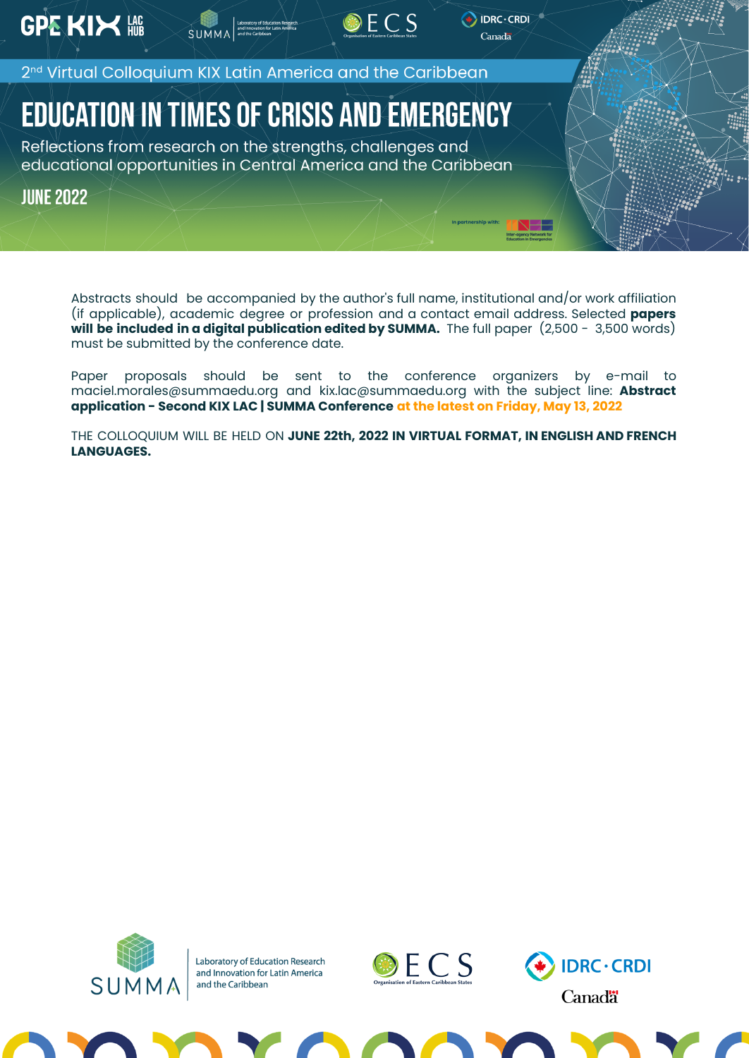2nd Virtual Colloquium KIX Latin America and the Caribbean

# EDUCATION IN TIMES OF CRISIS AND EMERGENCY

Reflections from research on the strengths, challenges and educational opportunities in Central America and the Caribbean

JUNE 2022

Abstracts should be accompanied by the author's full name, institutional and/or work affiliation (if applicable), academic degree or profession and a contact email address. Selected **papers will be included in a digital publication edited by SUMMA.** The full paper (2,500 - 3,500 words) must be submitted by the conference date.

Paper proposals should be sent to the conference organizers by e-mail to maciel.morales@summaedu.org and kix.lac@summaedu.org with the subject line: **Abstract application - Second KIX LAC | SUMMA Conference** **at the latest on Friday, May 13, 2022**

THE COLLOQUIUM WILL BE HELD ON **JUNE 22th, 2022 IN VIRTUAL FORMAT, IN ENGLISH AND FRENCH LANGUAGES.**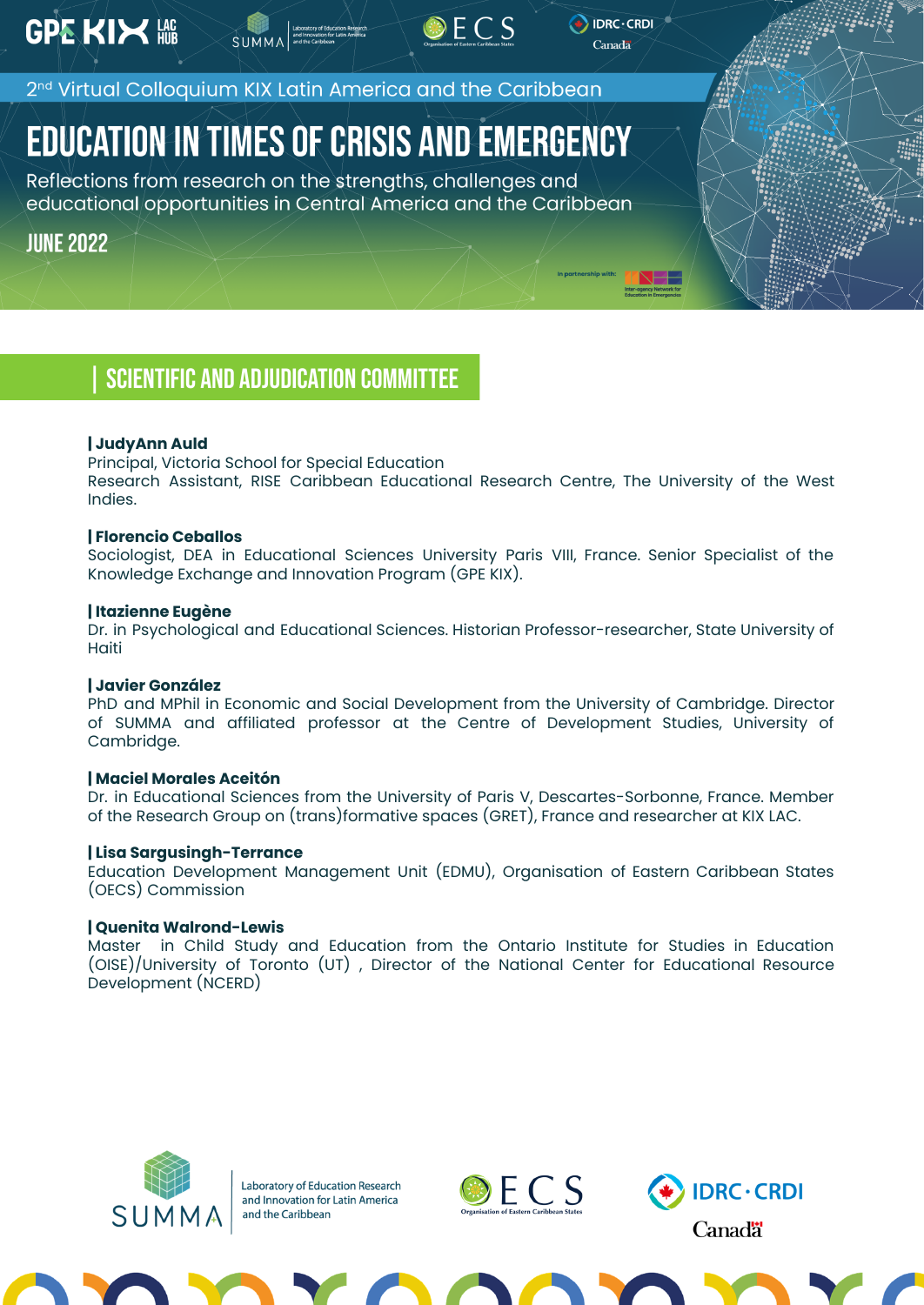2nd Virtual Colloquium KIX Latin America and the Caribbean

# EDUCATION IN TIMES OF CRISIS AND EMERGENCY

Reflections from research on the strengths, challenges and educational opportunities in Central America and the Caribbean

JUNE 2022

In partnership with: Inter-agency Network for Education in Emergencies

## | SCIENTIFIC AND ADJUDICATION COMMITTEE

**| JudyAnn Auld**
Principal, Victoria School for Special Education
Research Assistant, RISE Caribbean Educational Research Centre, The University of the West Indies.

**| Florencio Ceballos**
Sociologist, DEA in Educational Sciences University Paris VIII, France. Senior Specialist of the Knowledge Exchange and Innovation Program (GPE KIX).

**| Itazienne Eugène**
Dr. in Psychological and Educational Sciences. Historian Professor-researcher, State University of Haiti

**| Javier González**
PhD and MPhil in Economic and Social Development from the University of Cambridge. Director of SUMMA and affiliated professor at the Centre of Development Studies, University of Cambridge.

**| Maciel Morales Aceitón**
Dr. in Educational Sciences from the University of Paris V, Descartes-Sorbonne, France. Member of the Research Group on (trans)formative spaces (GRET), France and researcher at KIX LAC.

**| Lisa Sargusingh-Terrance**
Education Development Management Unit (EDMU), Organisation of Eastern Caribbean States (OECS) Commission

**| Quenita Walrond-Lewis**
Master in Child Study and Education from the Ontario Institute for Studies in Education (OISE)/University of Toronto (UT) , Director of the National Center for Educational Resource Development (NCERD)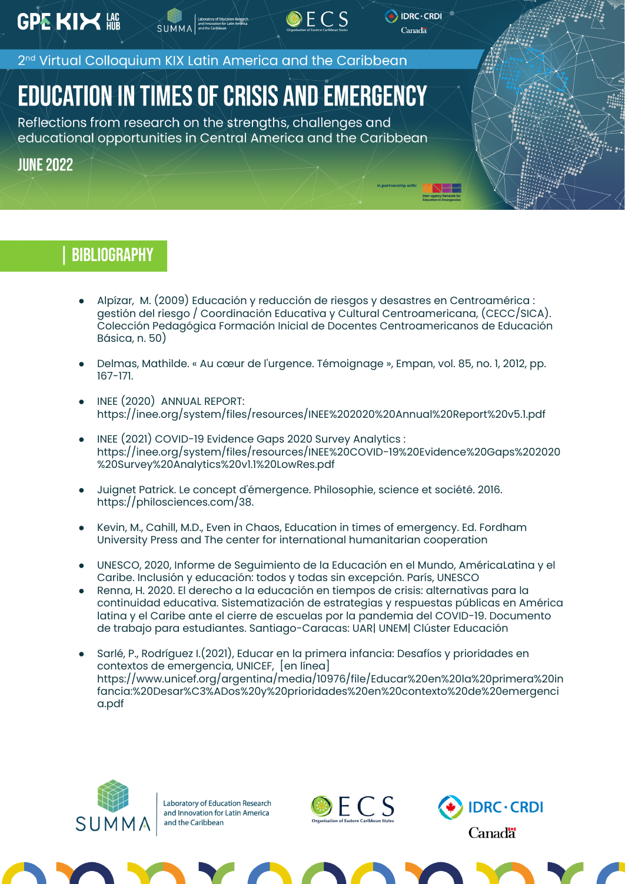2nd Virtual Colloquium KIX Latin America and the Caribbean

# EDUCATION IN TIMES OF CRISIS AND EMERGENCY

Reflections from research on the strengths, challenges and educational opportunities in Central America and the Caribbean

JUNE 2022

## BIBLIOGRAPHY

- Alpízar, M. (2009) Educación y reducción de riesgos y desastres en Centroamérica : gestión del riesgo / Coordinación Educativa y Cultural Centroamericana, (CECC/SICA). Colección Pedagógica Formación Inicial de Docentes Centroamericanos de Educación Básica, n. 50)
- Delmas, Mathilde. « Au cœur de l'urgence. Témoignage », Empan, vol. 85, no. 1, 2012, pp. 167-171.
- INEE (2020) ANNUAL REPORT: https://inee.org/system/files/resources/INEE%202020%20Annual%20Report%20v5.1.pdf
- INEE (2021) COVID-19 Evidence Gaps 2020 Survey Analytics : https://inee.org/system/files/resources/INEE%20COVID-19%20Evidence%20Gaps%202020%20Survey%20Analytics%20v1.1%20LowRes.pdf
- Juignet Patrick. Le concept d'émergence. Philosophie, science et société. 2016. https://philosciences.com/38.
- Kevin, M., Cahill, M.D., Even in Chaos, Education in times of emergency. Ed. Fordham University Press and The center for international humanitarian cooperation
- UNESCO, 2020, Informe de Seguimiento de la Educación en el Mundo, AméricaLatina y el Caribe. Inclusión y educación: todos y todas sin excepción. París, UNESCO
- Renna, H. 2020. El derecho a la educación en tiempos de crisis: alternativas para la continuidad educativa. Sistematización de estrategias y respuestas públicas en América latina y el Caribe ante el cierre de escuelas por la pandemia del COVID-19. Documento de trabajo para estudiantes. Santiago-Caracas: UAR| UNEM| Clúster Educación
- Sarlé, P., Rodríguez I.(2021), Educar en la primera infancia: Desafíos y prioridades en contextos de emergencia, UNICEF, [en línea] https://www.unicef.org/argentina/media/10976/file/Educar%20en%20la%20primera%20infancia:%20Desar%C3%ADos%20y%20prioridades%20en%20contexto%20de%20emergencia.pdf

SUMMA Laboratory of Education Research and Innovation for Latin America and the Caribbean · OECS Organisation of Eastern Caribbean States · IDRC·CRDI Canada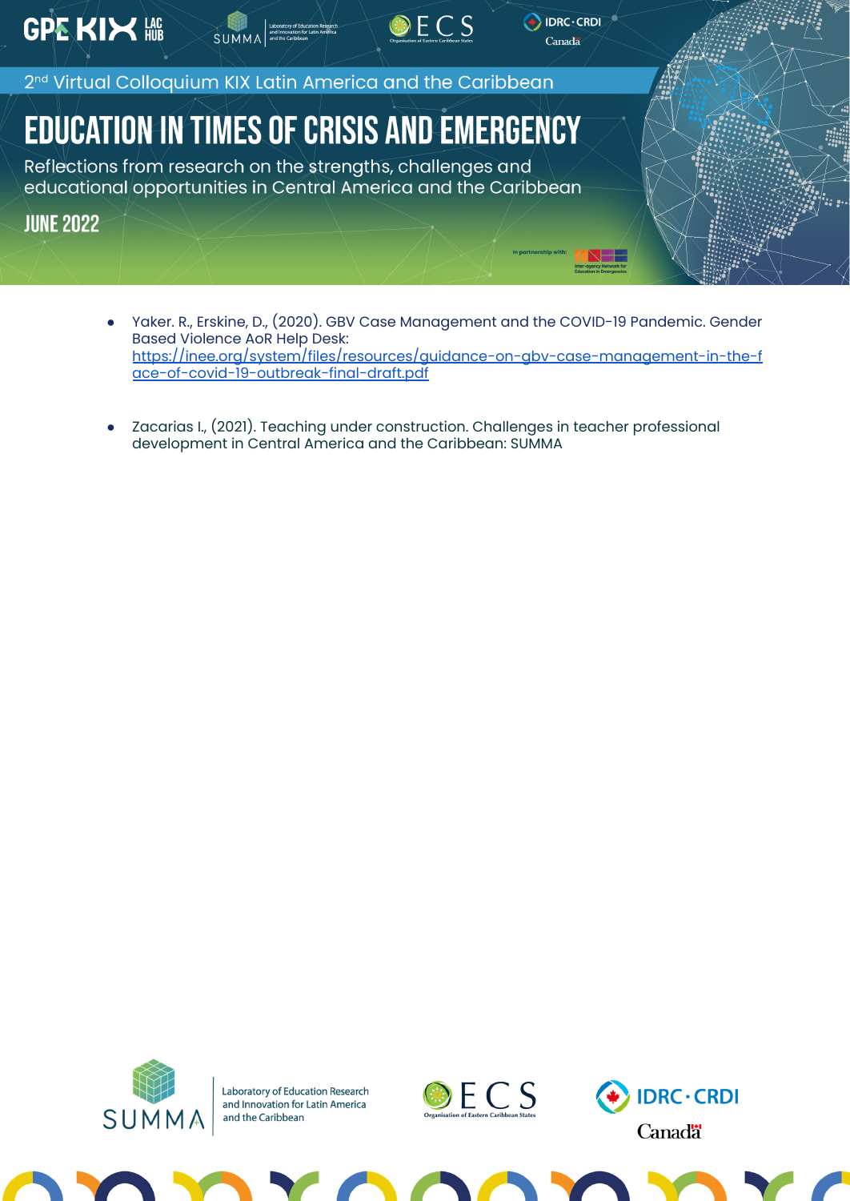- Yaker. R., Erskine, D., (2020). GBV Case Management and the COVID-19 Pandemic. Gender Based Violence AoR Help Desk: https://inee.org/system/files/resources/guidance-on-gbv-case-management-in-the-face-of-covid-19-outbreak-final-draft.pdf

- Zacarias I., (2021). Teaching under construction. Challenges in teacher professional development in Central America and the Caribbean: SUMMA